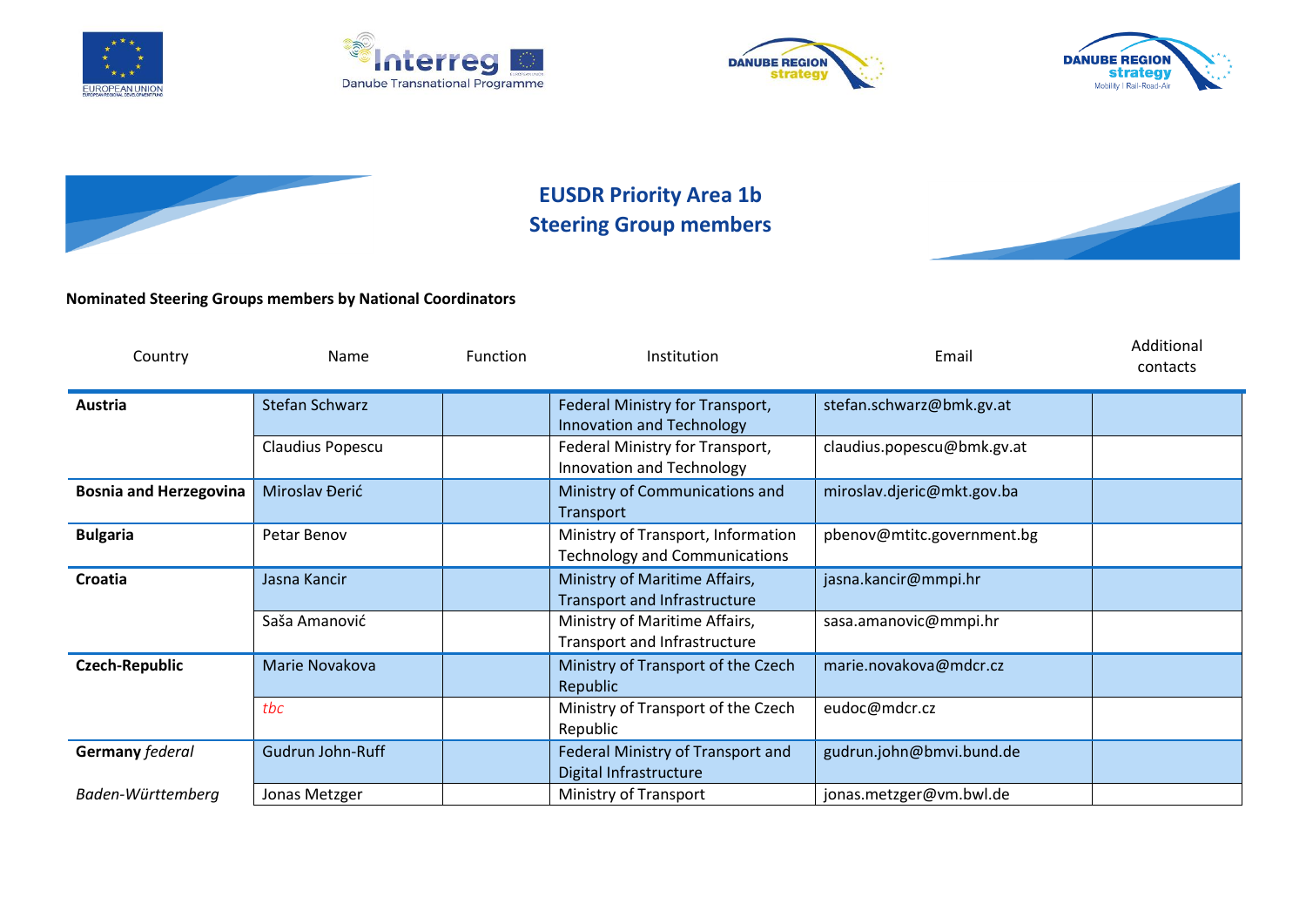# EUSDR Priority Area 1b
# Steering Group members

**Nominated Steering Groups members by National Coordinators**

| Country | Name | Function | Institution | Email | Additional contacts |
|---|---|---|---|---|---|
| **Austria** | Stefan Schwarz | | Federal Ministry for Transport, Innovation and Technology | stefan.schwarz@bmk.gv.at | |
| | Claudius Popescu | | Federal Ministry for Transport, Innovation and Technology | claudius.popescu@bmk.gv.at | |
| **Bosnia and Herzegovina** | Miroslav Đerić | | Ministry of Communications and Transport | miroslav.djeric@mkt.gov.ba | |
| **Bulgaria** | Petar Benov | | Ministry of Transport, Information Technology and Communications | pbenov@mtitc.government.bg | |
| **Croatia** | Jasna Kancir | | Ministry of Maritime Affairs, Transport and Infrastructure | jasna.kancir@mmpi.hr | |
| | Saša Amanović | | Ministry of Maritime Affairs, Transport and Infrastructure | sasa.amanovic@mmpi.hr | |
| **Czech-Republic** | Marie Novakova | | Ministry of Transport of the Czech Republic | marie.novakova@mdcr.cz | |
| | *tbc* | | Ministry of Transport of the Czech Republic | eudoc@mdcr.cz | |
| **Germany** *federal* | Gudrun John-Ruff | | Federal Ministry of Transport and Digital Infrastructure | gudrun.john@bmvi.bund.de | |
| *Baden-Württemberg* | Jonas Metzger | | Ministry of Transport | jonas.metzger@vm.bwl.de | |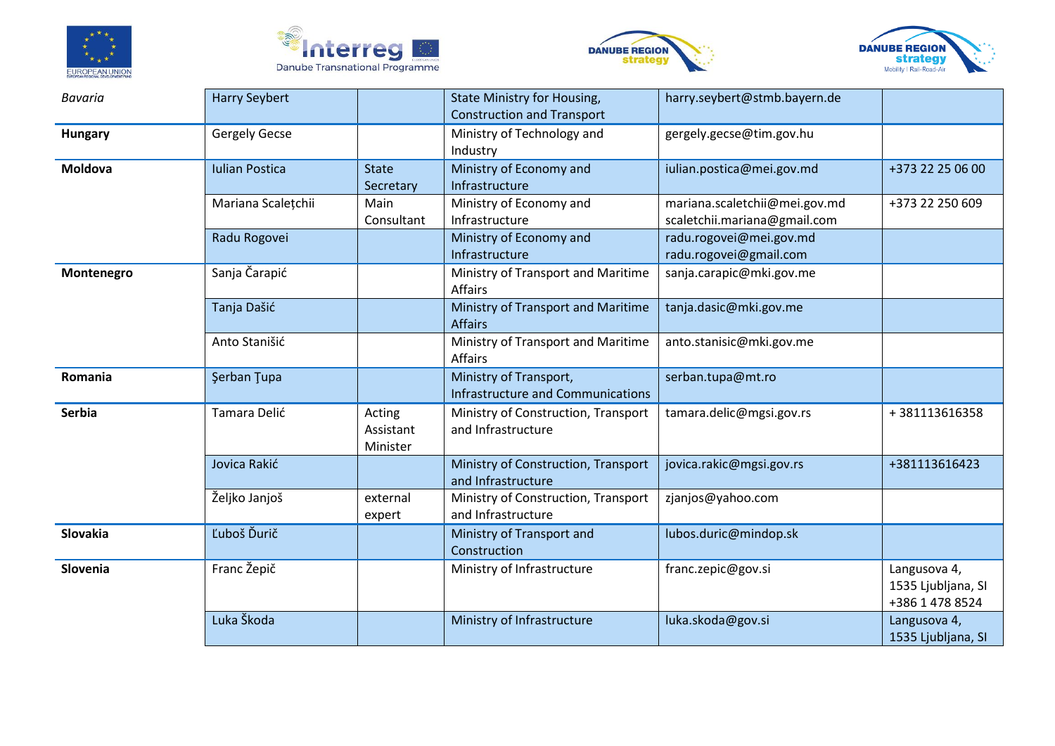| | | | | | |
|---|---|---|---|---|---|
| *Bavaria* | Harry Seybert | | State Ministry for Housing, Construction and Transport | harry.seybert@stmb.bayern.de | |
| **Hungary** | Gergely Gecse | | Ministry of Technology and Industry | gergely.gecse@tim.gov.hu | |
| **Moldova** | Iulian Postica | State Secretary | Ministry of Economy and Infrastructure | iulian.postica@mei.gov.md | +373 22 25 06 00 |
| | Mariana Scalețchii | Main Consultant | Ministry of Economy and Infrastructure | mariana.scaletchii@mei.gov.md scaletchii.mariana@gmail.com | +373 22 250 609 |
| | Radu Rogovei | | Ministry of Economy and Infrastructure | radu.rogovei@mei.gov.md radu.rogovei@gmail.com | |
| **Montenegro** | Sanja Čarapić | | Ministry of Transport and Maritime Affairs | sanja.carapic@mki.gov.me | |
| | Tanja Dašić | | Ministry of Transport and Maritime Affairs | tanja.dasic@mki.gov.me | |
| | Anto Stanišić | | Ministry of Transport and Maritime Affairs | anto.stanisic@mki.gov.me | |
| **Romania** | Şerban Ţupa | | Ministry of Transport, Infrastructure and Communications | serban.tupa@mt.ro | |
| **Serbia** | Tamara Delić | Acting Assistant Minister | Ministry of Construction, Transport and Infrastructure | tamara.delic@mgsi.gov.rs | + 381113616358 |
| | Jovica Rakić | | Ministry of Construction, Transport and Infrastructure | jovica.rakic@mgsi.gov.rs | +381113616423 |
| | Željko Janjoš | external expert | Ministry of Construction, Transport and Infrastructure | zjanjos@yahoo.com | |
| **Slovakia** | Ľuboš Ďurič | | Ministry of Transport and Construction | lubos.duric@mindop.sk | |
| **Slovenia** | Franc Žepič | | Ministry of Infrastructure | franc.zepic@gov.si | Langusova 4, 1535 Ljubljana, SI +386 1 478 8524 |
| | Luka Škoda | | Ministry of Infrastructure | luka.skoda@gov.si | Langusova 4, 1535 Ljubljana, SI |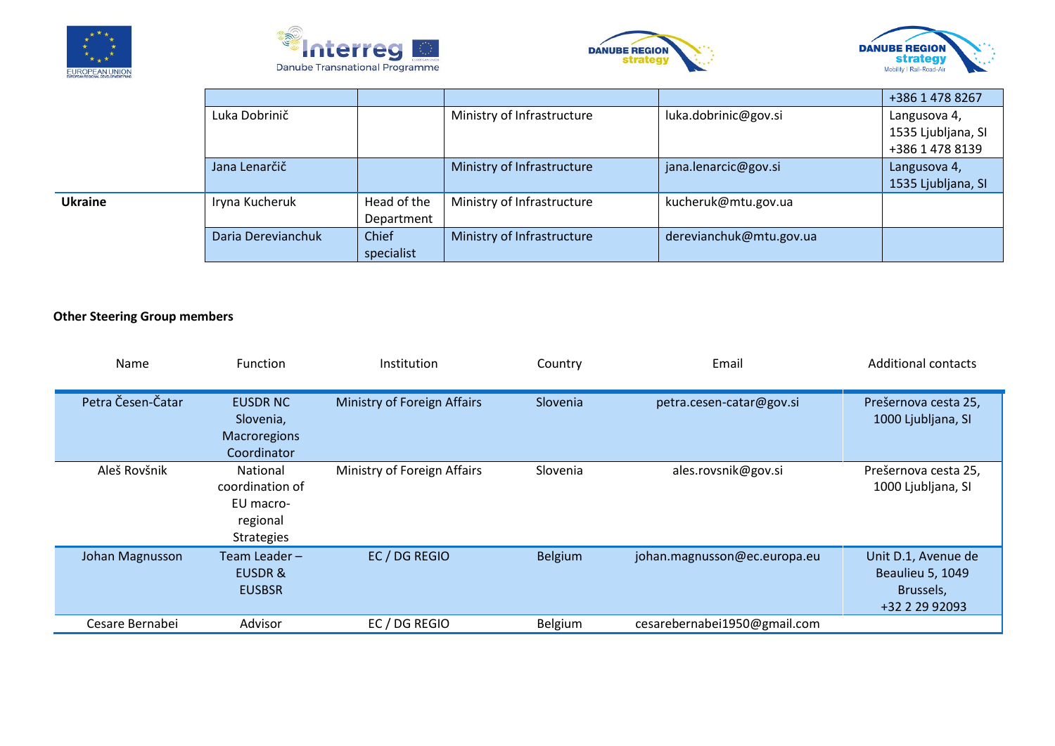| | | | | | |
|---|---|---|---|---|---|
| | | | | | +386 1 478 8267 |
| | Luka Dobrinič | | Ministry of Infrastructure | luka.dobrinic@gov.si | Langusova 4, 1535 Ljubljana, SI +386 1 478 8139 |
| | Jana Lenarčič | | Ministry of Infrastructure | jana.lenarcic@gov.si | Langusova 4, 1535 Ljubljana, SI |
| **Ukraine** | Iryna Kucheruk | Head of the Department | Ministry of Infrastructure | kucheruk@mtu.gov.ua | |
| | Daria Derevianchuk | Chief specialist | Ministry of Infrastructure | derevianchuk@mtu.gov.ua | |

**Other Steering Group members**

| Name | Function | Institution | Country | Email | Additional contacts |
|---|---|---|---|---|---|
| Petra Česen-Čatar | EUSDR NC Slovenia, Macroregions Coordinator | Ministry of Foreign Affairs | Slovenia | petra.cesen-catar@gov.si | Prešernova cesta 25, 1000 Ljubljana, SI |
| Aleš Rovšnik | National coordination of EU macro-regional Strategies | Ministry of Foreign Affairs | Slovenia | ales.rovsnik@gov.si | Prešernova cesta 25, 1000 Ljubljana, SI |
| Johan Magnusson | Team Leader – EUSDR & EUSBSR | EC / DG REGIO | Belgium | johan.magnusson@ec.europa.eu | Unit D.1, Avenue de Beaulieu 5, 1049 Brussels, +32 2 29 92093 |
| Cesare Bernabei | Advisor | EC / DG REGIO | Belgium | cesarebernabei1950@gmail.com | |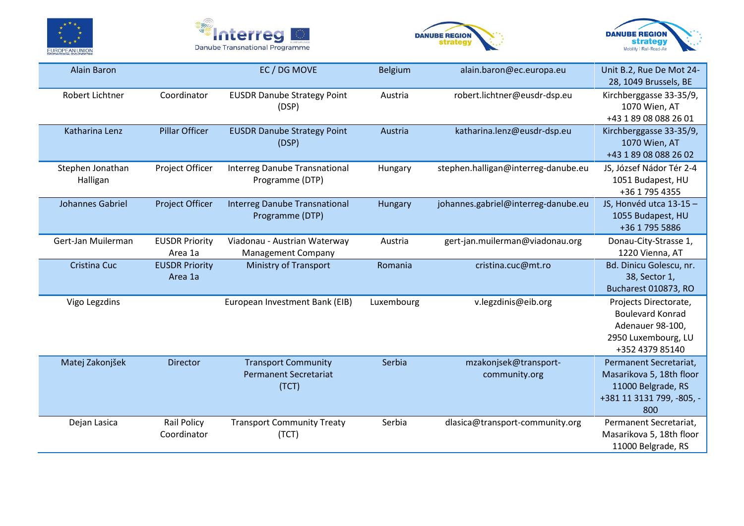| | | | | | |
|---|---|---|---|---|---|
| Alain Baron | | EC / DG MOVE | Belgium | alain.baron@ec.europa.eu | Unit B.2, Rue De Mot 24-28, 1049 Brussels, BE |
| Robert Lichtner | Coordinator | EUSDR Danube Strategy Point (DSP) | Austria | robert.lichtner@eusdr-dsp.eu | Kirchberggasse 33-35/9, 1070 Wien, AT<br>+43 1 89 08 088 26 01 |
| Katharina Lenz | Pillar Officer | EUSDR Danube Strategy Point (DSP) | Austria | katharina.lenz@eusdr-dsp.eu | Kirchberggasse 33-35/9, 1070 Wien, AT<br>+43 1 89 08 088 26 02 |
| Stephen Jonathan Halligan | Project Officer | Interreg Danube Transnational Programme (DTP) | Hungary | stephen.halligan@interreg-danube.eu | JS, József Nádor Tér 2-4 1051 Budapest, HU<br>+36 1 795 4355 |
| Johannes Gabriel | Project Officer | Interreg Danube Transnational Programme (DTP) | Hungary | johannes.gabriel@interreg-danube.eu | JS, Honvéd utca 13-15 – 1055 Budapest, HU<br>+36 1 795 5886 |
| Gert-Jan Muilerman | EUSDR Priority Area 1a | Viadonau - Austrian Waterway Management Company | Austria | gert-jan.muilerman@viadonau.org | Donau-City-Strasse 1, 1220 Vienna, AT |
| Cristina Cuc | EUSDR Priority Area 1a | Ministry of Transport | Romania | cristina.cuc@mt.ro | Bd. Dinicu Golescu, nr. 38, Sector 1, Bucharest 010873, RO |
| Vigo Legzdins | | European Investment Bank (EIB) | Luxembourg | v.legzdinis@eib.org | Projects Directorate, Boulevard Konrad Adenauer 98-100, 2950 Luxembourg, LU<br>+352 4379 85140 |
| Matej Zakonjšek | Director | Transport Community Permanent Secretariat (TCT) | Serbia | mzakonjsek@transport-community.org | Permanent Secretariat, Masarikova 5, 18th floor 11000 Belgrade, RS<br>+381 11 3131 799, -805, -800 |
| Dejan Lasica | Rail Policy Coordinator | Transport Community Treaty (TCT) | Serbia | dlasica@transport-community.org | Permanent Secretariat, Masarikova 5, 18th floor 11000 Belgrade, RS |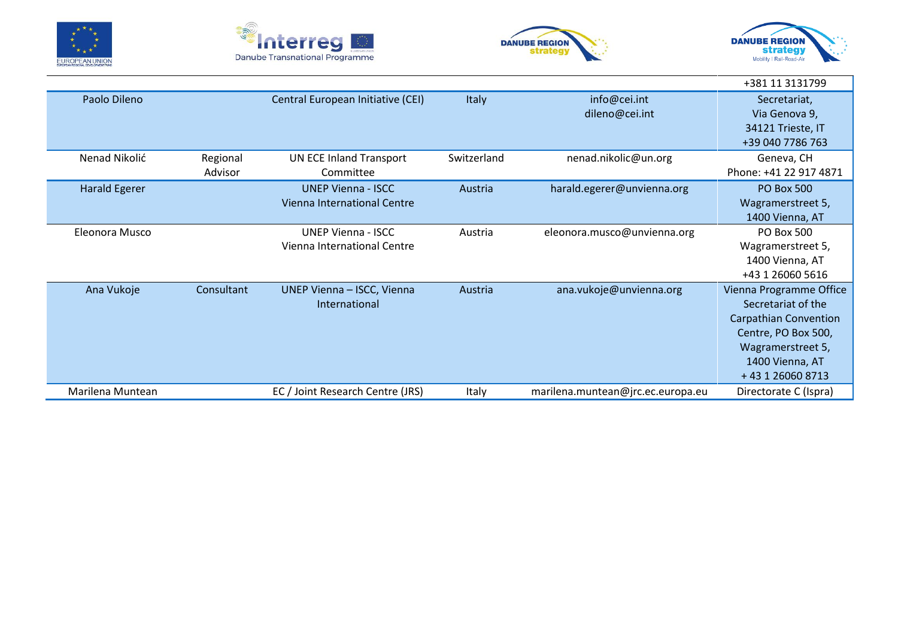| | | | | | |
|---|---|---|---|---|---|
| | | | | | +381 11 3131799 |
| Paolo Dileno | | Central European Initiative (CEI) | Italy | info@cei.int dileno@cei.int | Secretariat, Via Genova 9, 34121 Trieste, IT +39 040 7786 763 |
| Nenad Nikolić | Regional Advisor | UN ECE Inland Transport Committee | Switzerland | nenad.nikolic@un.org | Geneva, CH Phone: +41 22 917 4871 |
| Harald Egerer | | UNEP Vienna - ISCC Vienna International Centre | Austria | harald.egerer@unvienna.org | PO Box 500 Wagramerstreet 5, 1400 Vienna, AT |
| Eleonora Musco | | UNEP Vienna - ISCC Vienna International Centre | Austria | eleonora.musco@unvienna.org | PO Box 500 Wagramerstreet 5, 1400 Vienna, AT +43 1 26060 5616 |
| Ana Vukoje | Consultant | UNEP Vienna – ISCC, Vienna International | Austria | ana.vukoje@unvienna.org | Vienna Programme Office Secretariat of the Carpathian Convention Centre, PO Box 500, Wagramerstreet 5, 1400 Vienna, AT + 43 1 26060 8713 |
| Marilena Muntean | | EC / Joint Research Centre (JRS) | Italy | marilena.muntean@jrc.ec.europa.eu | Directorate C (Ispra) |